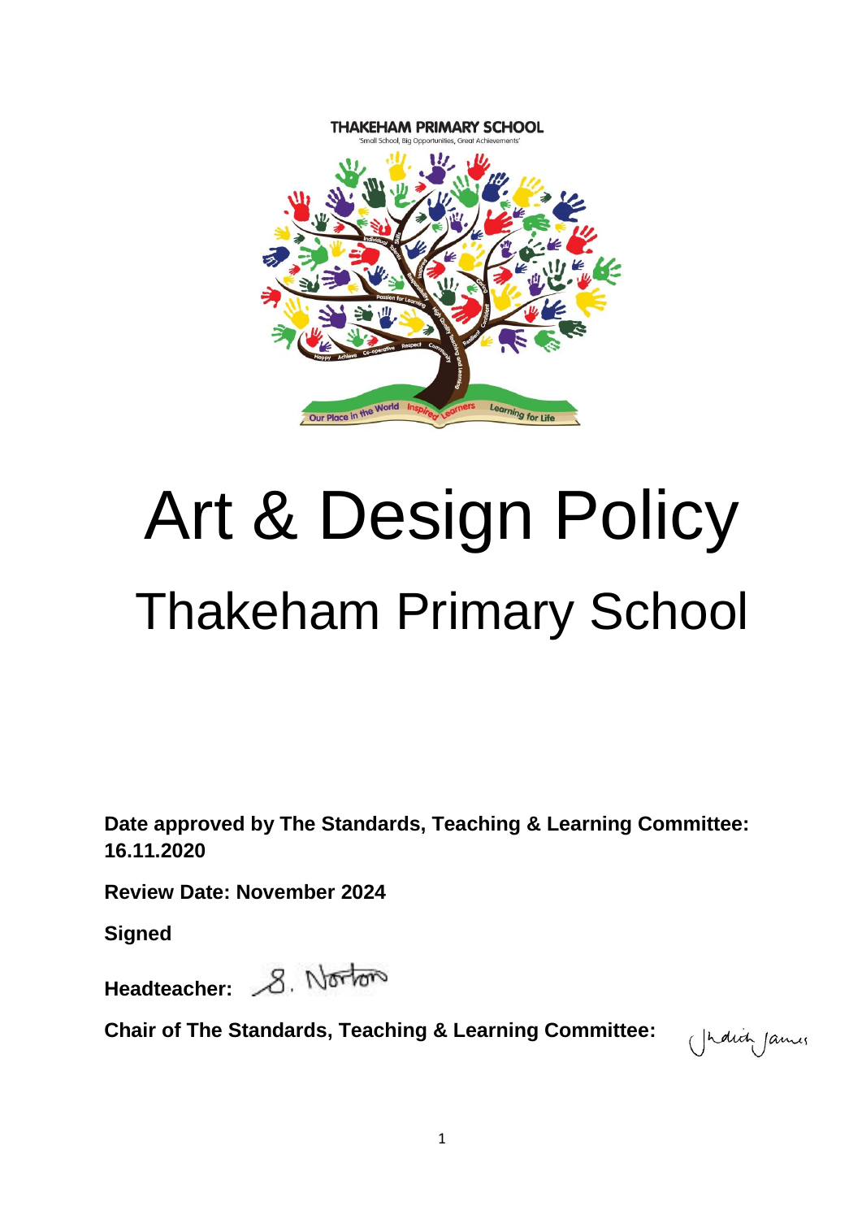THAKEHAM PRIMARY SCHOOL

'Small School, Big Opportunities, Great Achievements'

# Art & Design Policy

## Thakeham Primary School

**Date approved by The Standards, Teaching & Learning Committee: 16.11.2020**

**Review Date: November 2024**

**Signed**

**Headteacher:** S. Norton

**Chair of The Standards, Teaching & Learning Committee:** Judith James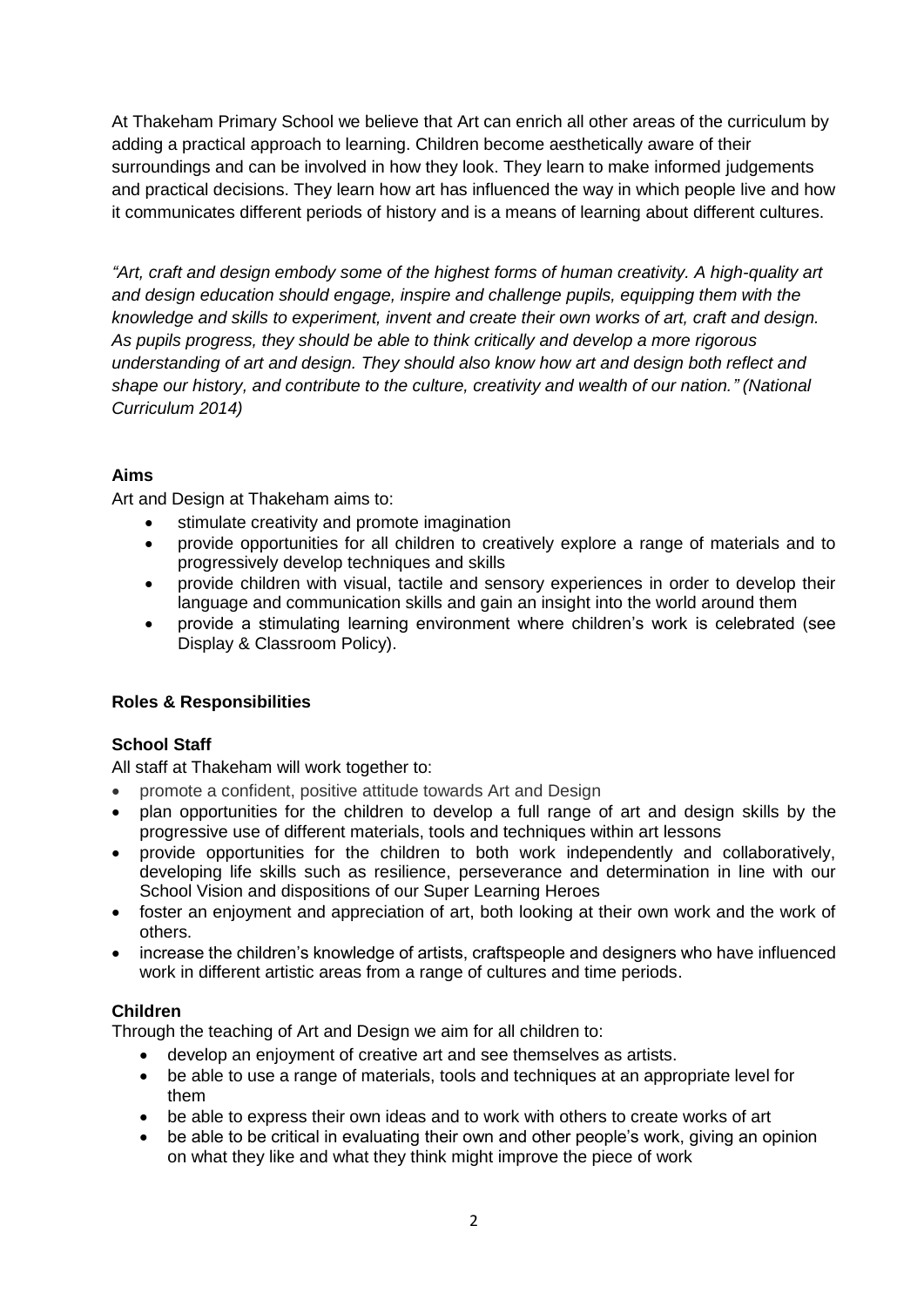At Thakeham Primary School we believe that Art can enrich all other areas of the curriculum by adding a practical approach to learning. Children become aesthetically aware of their surroundings and can be involved in how they look. They learn to make informed judgements and practical decisions. They learn how art has influenced the way in which people live and how it communicates different periods of history and is a means of learning about different cultures.

*"Art, craft and design embody some of the highest forms of human creativity. A high-quality art and design education should engage, inspire and challenge pupils, equipping them with the knowledge and skills to experiment, invent and create their own works of art, craft and design. As pupils progress, they should be able to think critically and develop a more rigorous understanding of art and design. They should also know how art and design both reflect and shape our history, and contribute to the culture, creativity and wealth of our nation." (National Curriculum 2014)*

**Aims**

Art and Design at Thakeham aims to:

- stimulate creativity and promote imagination
- provide opportunities for all children to creatively explore a range of materials and to progressively develop techniques and skills
- provide children with visual, tactile and sensory experiences in order to develop their language and communication skills and gain an insight into the world around them
- provide a stimulating learning environment where children's work is celebrated (see Display & Classroom Policy).

**Roles & Responsibilities**

**School Staff**

All staff at Thakeham will work together to:

- promote a confident, positive attitude towards Art and Design
- plan opportunities for the children to develop a full range of art and design skills by the progressive use of different materials, tools and techniques within art lessons
- provide opportunities for the children to both work independently and collaboratively, developing life skills such as resilience, perseverance and determination in line with our School Vision and dispositions of our Super Learning Heroes
- foster an enjoyment and appreciation of art, both looking at their own work and the work of others.
- increase the children's knowledge of artists, craftspeople and designers who have influenced work in different artistic areas from a range of cultures and time periods.

**Children**

Through the teaching of Art and Design we aim for all children to:

- develop an enjoyment of creative art and see themselves as artists.
- be able to use a range of materials, tools and techniques at an appropriate level for them
- be able to express their own ideas and to work with others to create works of art
- be able to be critical in evaluating their own and other people's work, giving an opinion on what they like and what they think might improve the piece of work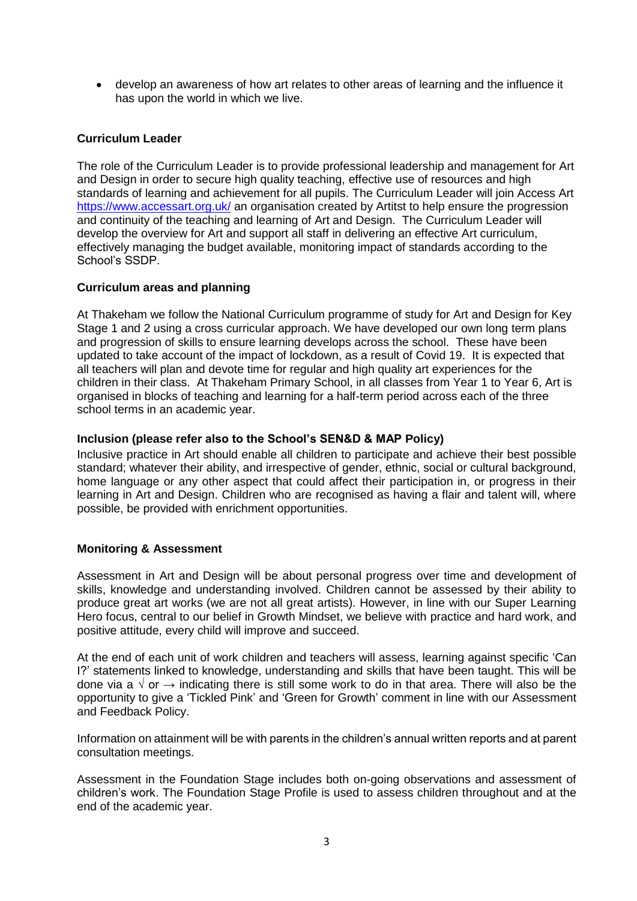- develop an awareness of how art relates to other areas of learning and the influence it has upon the world in which we live.

**Curriculum Leader**

The role of the Curriculum Leader is to provide professional leadership and management for Art and Design in order to secure high quality teaching, effective use of resources and high standards of learning and achievement for all pupils. The Curriculum Leader will join Access Art https://www.accessart.org.uk/ an organisation created by Artitst to help ensure the progression and continuity of the teaching and learning of Art and Design. The Curriculum Leader will develop the overview for Art and support all staff in delivering an effective Art curriculum, effectively managing the budget available, monitoring impact of standards according to the School's SSDP.

**Curriculum areas and planning**

At Thakeham we follow the National Curriculum programme of study for Art and Design for Key Stage 1 and 2 using a cross curricular approach. We have developed our own long term plans and progression of skills to ensure learning develops across the school. These have been updated to take account of the impact of lockdown, as a result of Covid 19. It is expected that all teachers will plan and devote time for regular and high quality art experiences for the children in their class. At Thakeham Primary School, in all classes from Year 1 to Year 6, Art is organised in blocks of teaching and learning for a half-term period across each of the three school terms in an academic year.

**Inclusion (please refer also to the School's SEN&D & MAP Policy)**

Inclusive practice in Art should enable all children to participate and achieve their best possible standard; whatever their ability, and irrespective of gender, ethnic, social or cultural background, home language or any other aspect that could affect their participation in, or progress in their learning in Art and Design. Children who are recognised as having a flair and talent will, where possible, be provided with enrichment opportunities.

**Monitoring & Assessment**

Assessment in Art and Design will be about personal progress over time and development of skills, knowledge and understanding involved. Children cannot be assessed by their ability to produce great art works (we are not all great artists). However, in line with our Super Learning Hero focus, central to our belief in Growth Mindset, we believe with practice and hard work, and positive attitude, every child will improve and succeed.

At the end of each unit of work children and teachers will assess, learning against specific 'Can I?' statements linked to knowledge, understanding and skills that have been taught. This will be done via a √ or → indicating there is still some work to do in that area. There will also be the opportunity to give a 'Tickled Pink' and 'Green for Growth' comment in line with our Assessment and Feedback Policy.

Information on attainment will be with parents in the children's annual written reports and at parent consultation meetings.

Assessment in the Foundation Stage includes both on-going observations and assessment of children's work. The Foundation Stage Profile is used to assess children throughout and at the end of the academic year.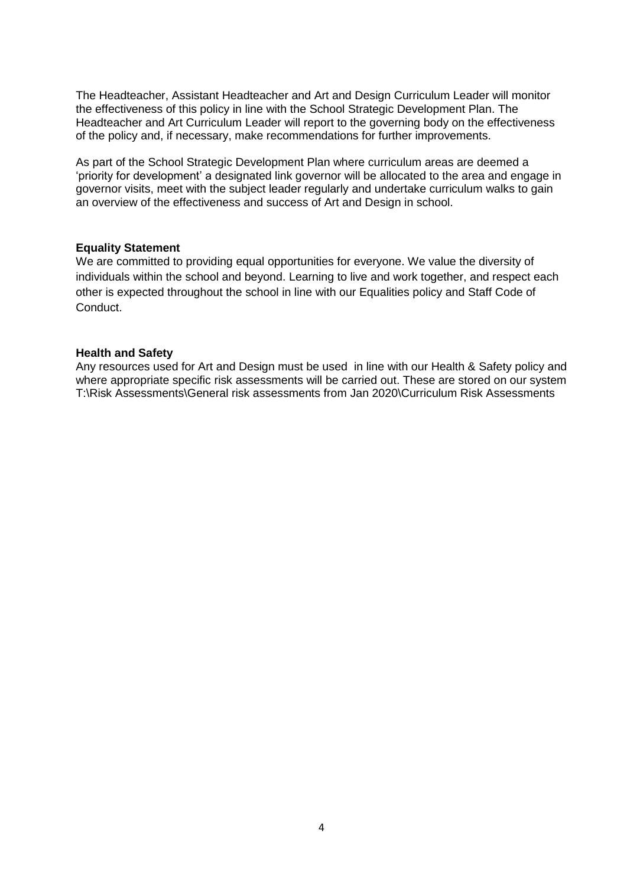The Headteacher, Assistant Headteacher and Art and Design Curriculum Leader will monitor the effectiveness of this policy in line with the School Strategic Development Plan. The Headteacher and Art Curriculum Leader will report to the governing body on the effectiveness of the policy and, if necessary, make recommendations for further improvements.

As part of the School Strategic Development Plan where curriculum areas are deemed a 'priority for development' a designated link governor will be allocated to the area and engage in governor visits, meet with the subject leader regularly and undertake curriculum walks to gain an overview of the effectiveness and success of Art and Design in school.

**Equality Statement**

We are committed to providing equal opportunities for everyone. We value the diversity of individuals within the school and beyond. Learning to live and work together, and respect each other is expected throughout the school in line with our Equalities policy and Staff Code of Conduct.

**Health and Safety**

Any resources used for Art and Design must be used in line with our Health & Safety policy and where appropriate specific risk assessments will be carried out. These are stored on our system T:\Risk Assessments\General risk assessments from Jan 2020\Curriculum Risk Assessments